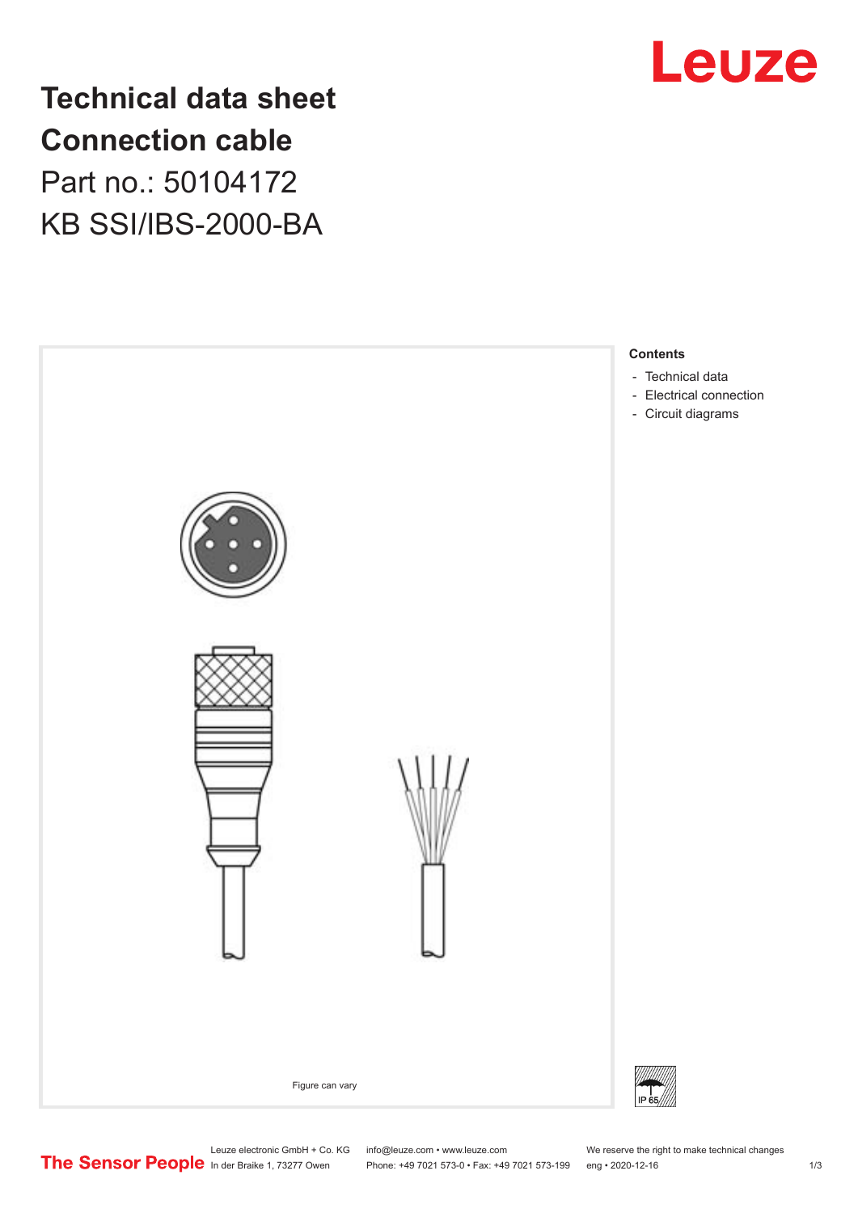# Technical data sheet
# Connection cable
## Part no.: 50104172
## KB SSI/IBS-2000-BA

Figure can vary

**Contents**

- Technical data
- Electrical connection
- Circuit diagrams

IP 65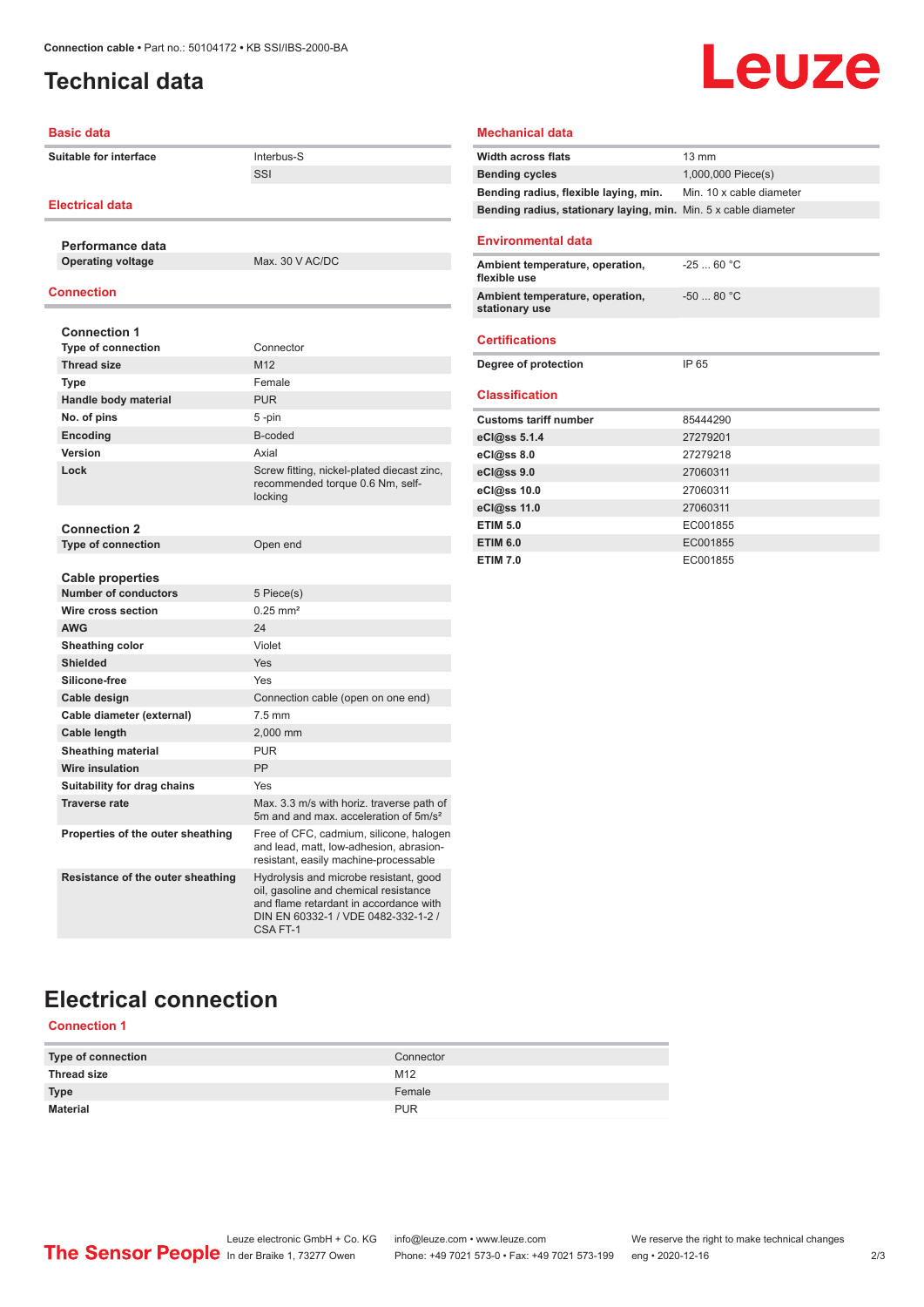# Technical data

## Basic data

| | |
|---|---|
| **Suitable for interface** | Interbus-S |
| | SSI |

## Electrical data

### Performance data

| | |
|---|---|
| **Operating voltage** | Max. 30 V AC/DC |

## Connection

### Connection 1

| | |
|---|---|
| **Type of connection** | Connector |
| **Thread size** | M12 |
| **Type** | Female |
| **Handle body material** | PUR |
| **No. of pins** | 5 -pin |
| **Encoding** | B-coded |
| **Version** | Axial |
| **Lock** | Screw fitting, nickel-plated diecast zinc, recommended torque 0.6 Nm, self-locking |

### Connection 2

| | |
|---|---|
| **Type of connection** | Open end |

### Cable properties

| | |
|---|---|
| **Number of conductors** | 5 Piece(s) |
| **Wire cross section** | 0.25 mm² |
| **AWG** | 24 |
| **Sheathing color** | Violet |
| **Shielded** | Yes |
| **Silicone-free** | Yes |
| **Cable design** | Connection cable (open on one end) |
| **Cable diameter (external)** | 7.5 mm |
| **Cable length** | 2,000 mm |
| **Sheathing material** | PUR |
| **Wire insulation** | PP |
| **Suitability for drag chains** | Yes |
| **Traverse rate** | Max. 3.3 m/s with horiz. traverse path of 5m and and max. acceleration of 5m/s² |
| **Properties of the outer sheathing** | Free of CFC, cadmium, silicone, halogen and lead, matt, low-adhesion, abrasion-resistant, easily machine-processable |
| **Resistance of the outer sheathing** | Hydrolysis and microbe resistant, good oil, gasoline and chemical resistance and flame retardant in accordance with DIN EN 60332-1 / VDE 0482-332-1-2 / CSA FT-1 |

## Mechanical data

| | |
|---|---|
| **Width across flats** | 13 mm |
| **Bending cycles** | 1,000,000 Piece(s) |
| **Bending radius, flexible laying, min.** | Min. 10 x cable diameter |
| **Bending radius, stationary laying, min.** | Min. 5 x cable diameter |

## Environmental data

| | |
|---|---|
| **Ambient temperature, operation, flexible use** | -25 ... 60 °C |
| **Ambient temperature, operation, stationary use** | -50 ... 80 °C |

## Certifications

| | |
|---|---|
| **Degree of protection** | IP 65 |

## Classification

| | |
|---|---|
| **Customs tariff number** | 85444290 |
| **eCl@ss 5.1.4** | 27279201 |
| **eCl@ss 8.0** | 27279218 |
| **eCl@ss 9.0** | 27060311 |
| **eCl@ss 10.0** | 27060311 |
| **eCl@ss 11.0** | 27060311 |
| **ETIM 5.0** | EC001855 |
| **ETIM 6.0** | EC001855 |
| **ETIM 7.0** | EC001855 |

# Electrical connection

## Connection 1

| | |
|---|---|
| **Type of connection** | Connector |
| **Thread size** | M12 |
| **Type** | Female |
| **Material** | PUR |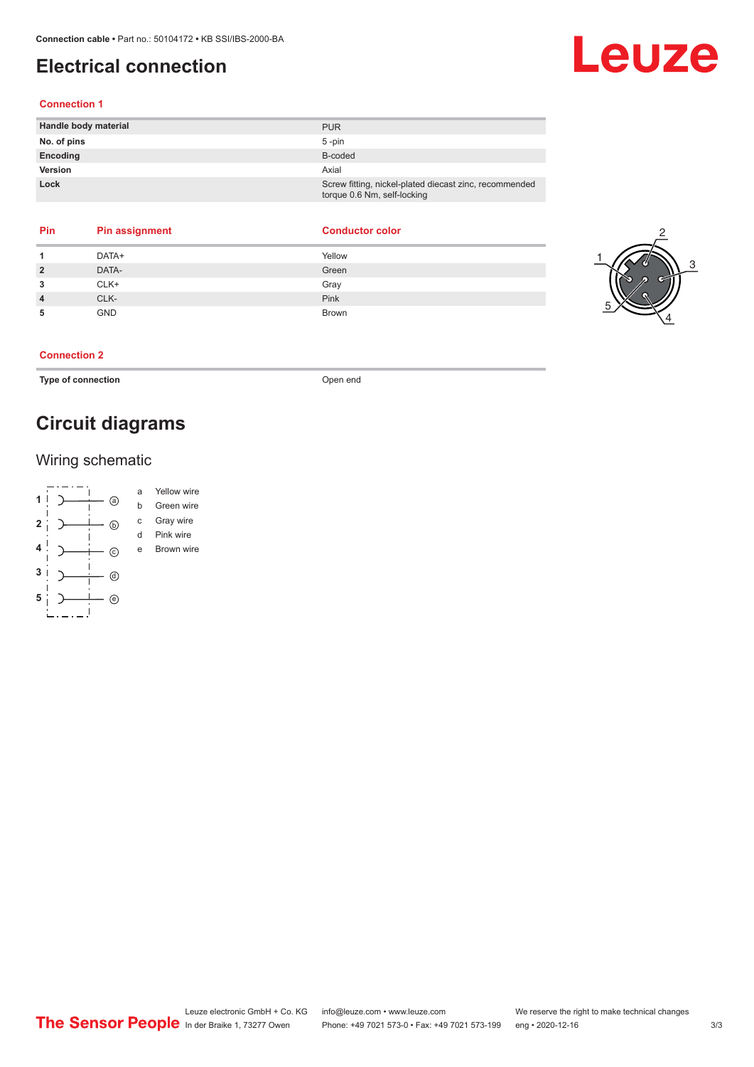# Electrical connection

## Connection 1

| | |
|---|---|
| **Handle body material** | PUR |
| **No. of pins** | 5 -pin |
| **Encoding** | B-coded |
| **Version** | Axial |
| **Lock** | Screw fitting, nickel-plated diecast zinc, recommended torque 0.6 Nm, self-locking |

| Pin | Pin assignment | Conductor color |
|---|---|---|
| **1** | DATA+ | Yellow |
| **2** | DATA- | Green |
| **3** | CLK+ | Gray |
| **4** | CLK- | Pink |
| **5** | GND | Brown |

1
2
3
4
5

## Connection 2

| | |
|---|---|
| **Type of connection** | Open end |

# Circuit diagrams

## Wiring schematic

1
2
4
3
5
ⓐ
ⓑ
ⓒ
ⓓ
ⓔ

a Yellow wire
b Green wire
c Gray wire
d Pink wire
e Brown wire